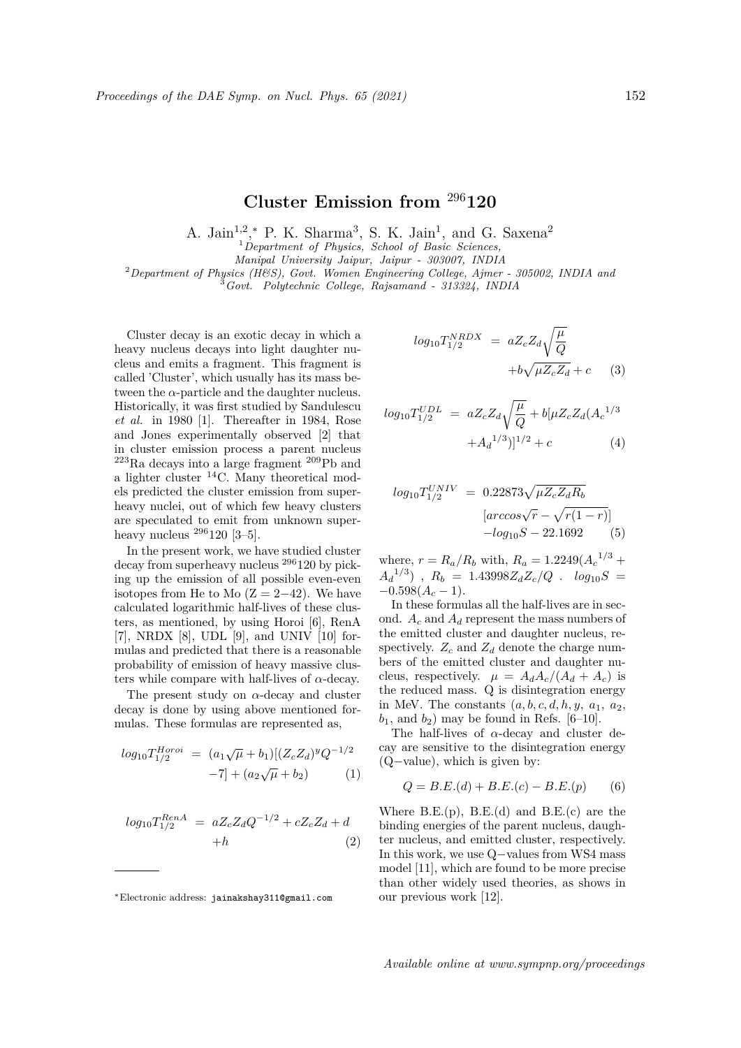# Cluster Emission from $^{296}$120

A. Jain[1,2,*], P. K. Sharma[3], S. K. Jain[1], and G. Saxena[2]

[1] *Department of Physics, School of Basic Sciences, Manipal University Jaipur, Jaipur - 303007, INDIA*

[2] *Department of Physics (H&S), Govt. Women Engineering College, Ajmer - 305002, INDIA and*

[3] *Govt. Polytechnic College, Rajsamand - 313324, INDIA*

Cluster decay is an exotic decay in which a heavy nucleus decays into light daughter nucleus and emits a fragment. This fragment is called 'Cluster', which usually has its mass between the $\alpha$-particle and the daughter nucleus. Historically, it was first studied by Sandulescu *et al.* in 1980 [1]. Thereafter in 1984, Rose and Jones experimentally observed [2] that in cluster emission process a parent nucleus $^{223}$Ra decays into a large fragment $^{209}$Pb and a lighter cluster $^{14}$C. Many theoretical models predicted the cluster emission from superheavy nuclei, out of which few heavy clusters are speculated to emit from unknown superheavy nucleus $^{296}$120 [3–5].

In the present work, we have studied cluster decay from superheavy nucleus $^{296}$120 by picking up the emission of all possible even-even isotopes from He to Mo (Z = 2−42). We have calculated logarithmic half-lives of these clusters, as mentioned, by using Horoi [6], RenA [7], NRDX [8], UDL [9], and UNIV [10] formulas and predicted that there is a reasonable probability of emission of heavy massive clusters while compare with half-lives of $\alpha$-decay.

The present study on $\alpha$-decay and cluster decay is done by using above mentioned formulas. These formulas are represented as,

$$log_{10}T_{1/2}^{Horoi} = (a_1\sqrt{\mu}+b_1)[(Z_cZ_d)^yQ^{-1/2} - 7] + (a_2\sqrt{\mu}+b_2) \quad (1)$$

$$log_{10}T_{1/2}^{RenA} = aZ_cZ_dQ^{-1/2} + cZ_cZ_d + d + h \quad (2)$$

$$log_{10}T_{1/2}^{NRDX} = aZ_cZ_d\sqrt{\frac{\mu}{Q}} + b\sqrt{\mu Z_cZ_d} + c \quad (3)$$

$$log_{10}T_{1/2}^{UDL} = aZ_cZ_d\sqrt{\frac{\mu}{Q}} + b[\mu Z_cZ_d({A_c}^{1/3} + {A_d}^{1/3})]^{1/2} + c \quad (4)$$

$$log_{10}T_{1/2}^{UNIV} = 0.22873\sqrt{\mu Z_cZ_dR_b}\,[arccos\sqrt{r} - \sqrt{r(1-r)}] - log_{10}S - 22.1692 \quad (5)$$

where, $r = R_a/R_b$ with, $R_a = 1.2249({A_c}^{1/3} + {A_d}^{1/3})$ , $R_b = 1.43998Z_dZ_c/Q$ . $log_{10}S = -0.598(A_c - 1)$.

In these formulas all the half-lives are in second. $A_c$ and $A_d$ represent the mass numbers of the emitted cluster and daughter nucleus, respectively. $Z_c$ and $Z_d$ denote the charge numbers of the emitted cluster and daughter nucleus, respectively. $\mu = A_dA_c/(A_d + A_c)$ is the reduced mass. Q is disintegration energy in MeV. The constants $(a, b, c, d, h, y, a_1, a_2, b_1$, and $b_2)$ may be found in Refs. [6–10].

The half-lives of $\alpha$-decay and cluster decay are sensitive to the disintegration energy (Q−value), which is given by:

$$Q = B.E.(d) + B.E.(c) - B.E.(p) \quad (6)$$

Where B.E.(p), B.E.(d) and B.E.(c) are the binding energies of the parent nucleus, daughter nucleus, and emitted cluster, respectively. In this work, we use Q−values from WS4 mass model [11], which are found to be more precise than other widely used theories, as shows in our previous work [12].

*Electronic address: jainakshay311@gmail.com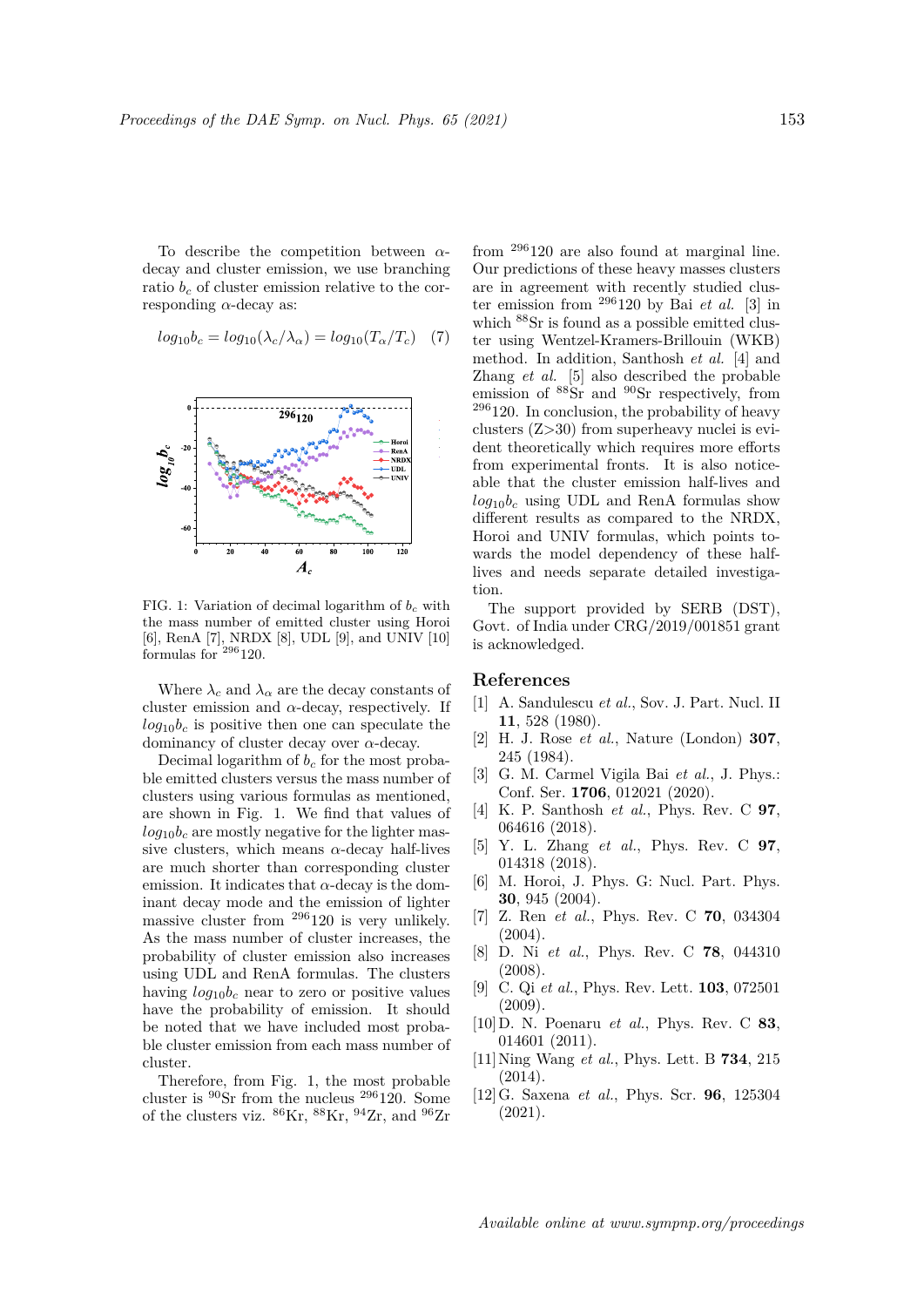To describe the competition between $\alpha$-decay and cluster emission, we use branching ratio $b_c$ of cluster emission relative to the corresponding $\alpha$-decay as:

$$log_{10}b_c = log_{10}(\lambda_c/\lambda_\alpha) = log_{10}(T_\alpha/T_c) \quad (7)$$

$^{296}$120

$log_{10}b_c$

$A_c$

0
-20
-40
-60

0
20
40
60
80
100
120

Horoi
RenA
NRDX
UDL
UNIV

FIG. 1: Variation of decimal logarithm of $b_c$ with the mass number of emitted cluster using Horoi [6], RenA [7], NRDX [8], UDL [9], and UNIV [10] formulas for $^{296}$120.

Where $\lambda_c$ and $\lambda_\alpha$ are the decay constants of cluster emission and $\alpha$-decay, respectively. If $log_{10}b_c$ is positive then one can speculate the dominancy of cluster decay over $\alpha$-decay.

Decimal logarithm of $b_c$ for the most probable emitted clusters versus the mass number of clusters using various formulas as mentioned, are shown in Fig. 1. We find that values of $log_{10}b_c$ are mostly negative for the lighter massive clusters, which means $\alpha$-decay half-lives are much shorter than corresponding cluster emission. It indicates that $\alpha$-decay is the dominant decay mode and the emission of lighter massive cluster from $^{296}$120 is very unlikely. As the mass number of cluster increases, the probability of cluster emission also increases using UDL and RenA formulas. The clusters having $log_{10}b_c$ near to zero or positive values have the probability of emission. It should be noted that we have included most probable cluster emission from each mass number of cluster.

Therefore, from Fig. 1, the most probable cluster is $^{90}$Sr from the nucleus $^{296}$120. Some of the clusters viz. $^{86}$Kr, $^{88}$Kr, $^{94}$Zr, and $^{96}$Zr from $^{296}$120 are also found at marginal line. Our predictions of these heavy masses clusters are in agreement with recently studied cluster emission from $^{296}$120 by Bai *et al.* [3] in which $^{88}$Sr is found as a possible emitted cluster using Wentzel-Kramers-Brillouin (WKB) method. In addition, Santhosh *et al.* [4] and Zhang *et al.* [5] also described the probable emission of $^{88}$Sr and $^{90}$Sr respectively, from $^{296}$120. In conclusion, the probability of heavy clusters (Z>30) from superheavy nuclei is evident theoretically which requires more efforts from experimental fronts. It is also noticeable that the cluster emission half-lives and $log_{10}b_c$ using UDL and RenA formulas show different results as compared to the NRDX, Horoi and UNIV formulas, which points towards the model dependency of these half-lives and needs separate detailed investigation.

The support provided by SERB (DST), Govt. of India under CRG/2019/001851 grant is acknowledged.

## References

[1] A. Sandulescu *et al.*, Sov. J. Part. Nucl. II **11**, 528 (1980).

[2] H. J. Rose *et al.*, Nature (London) **307**, 245 (1984).

[3] G. M. Carmel Vigila Bai *et al.*, J. Phys.: Conf. Ser. **1706**, 012021 (2020).

[4] K. P. Santhosh *et al.*, Phys. Rev. C **97**, 064616 (2018).

[5] Y. L. Zhang *et al.*, Phys. Rev. C **97**, 014318 (2018).

[6] M. Horoi, J. Phys. G: Nucl. Part. Phys. **30**, 945 (2004).

[7] Z. Ren *et al.*, Phys. Rev. C **70**, 034304 (2004).

[8] D. Ni *et al.*, Phys. Rev. C **78**, 044310 (2008).

[9] C. Qi *et al.*, Phys. Rev. Lett. **103**, 072501 (2009).

[10] D. N. Poenaru *et al.*, Phys. Rev. C **83**, 014601 (2011).

[11] Ning Wang *et al.*, Phys. Lett. B **734**, 215 (2014).

[12] G. Saxena *et al.*, Phys. Scr. **96**, 125304 (2021).